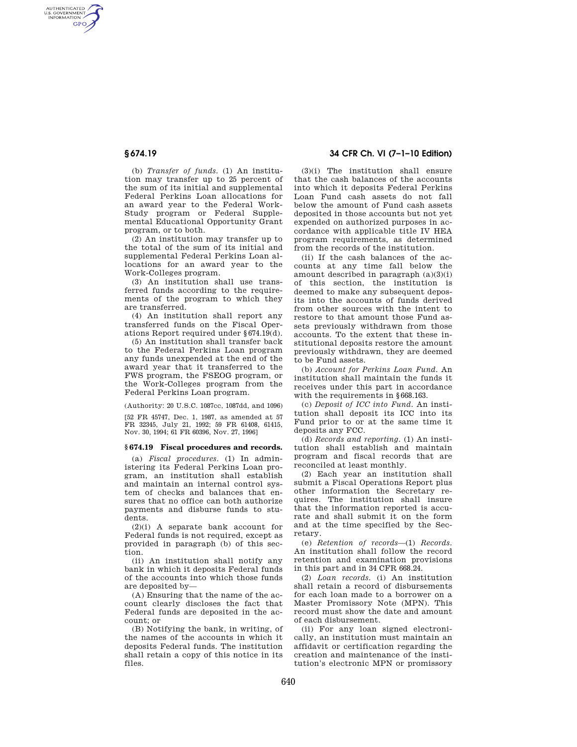(b) *Transfer of funds.* (1) An institution may transfer up to 25 percent of the sum of its initial and supplemental Federal Perkins Loan allocations for an award year to the Federal Work-Study program or Federal Supplemental Educational Opportunity Grant program, or to both.

(2) An institution may transfer up to the total of the sum of its initial and supplemental Federal Perkins Loan allocations for an award year to the Work-Colleges program.

(3) An institution shall use transferred funds according to the requirements of the program to which they are transferred.

(4) An institution shall report any transferred funds on the Fiscal Operations Report required under §674.19(d).

(5) An institution shall transfer back to the Federal Perkins Loan program any funds unexpended at the end of the award year that it transferred to the FWS program, the FSEOG program, or the Work-Colleges program from the Federal Perkins Loan program.

(Authority: 20 U.S.C. 1087cc, 1087dd, and 1096)

[52 FR 45747, Dec. 1, 1987, as amended at 57 FR 32345, July 21, 1992; 59 FR 61408, 61415, Nov. 30, 1994; 61 FR 60396, Nov. 27, 1996]

## §674.19 Fiscal procedures and records.

(a) *Fiscal procedures.* (1) In administering its Federal Perkins Loan program, an institution shall establish and maintain an internal control system of checks and balances that ensures that no office can both authorize payments and disburse funds to students.

(2)(i) A separate bank account for Federal funds is not required, except as provided in paragraph (b) of this section.

(ii) An institution shall notify any bank in which it deposits Federal funds of the accounts into which those funds are deposited by—

(A) Ensuring that the name of the account clearly discloses the fact that Federal funds are deposited in the account; or

(B) Notifying the bank, in writing, of the names of the accounts in which it deposits Federal funds. The institution shall retain a copy of this notice in its files.

(3)(i) The institution shall ensure that the cash balances of the accounts into which it deposits Federal Perkins Loan Fund cash assets do not fall below the amount of Fund cash assets deposited in those accounts but not yet expended on authorized purposes in accordance with applicable title IV HEA program requirements, as determined from the records of the institution.

(ii) If the cash balances of the accounts at any time fall below the amount described in paragraph (a)(3)(i) of this section, the institution is deemed to make any subsequent deposits into the accounts of funds derived from other sources with the intent to restore to that amount those Fund assets previously withdrawn from those accounts. To the extent that these institutional deposits restore the amount previously withdrawn, they are deemed to be Fund assets.

(b) *Account for Perkins Loan Fund.* An institution shall maintain the funds it receives under this part in accordance with the requirements in §668.163.

(c) *Deposit of ICC into Fund.* An institution shall deposit its ICC into its Fund prior to or at the same time it deposits any FCC.

(d) *Records and reporting.* (1) An institution shall establish and maintain program and fiscal records that are reconciled at least monthly.

(2) Each year an institution shall submit a Fiscal Operations Report plus other information the Secretary requires. The institution shall insure that the information reported is accurate and shall submit it on the form and at the time specified by the Secretary.

(e) *Retention of records*—(1) *Records.* An institution shall follow the record retention and examination provisions in this part and in 34 CFR 668.24.

(2) *Loan records.* (i) An institution shall retain a record of disbursements for each loan made to a borrower on a Master Promissory Note (MPN). This record must show the date and amount of each disbursement.

(ii) For any loan signed electronically, an institution must maintain an affidavit or certification regarding the creation and maintenance of the institution's electronic MPN or promissory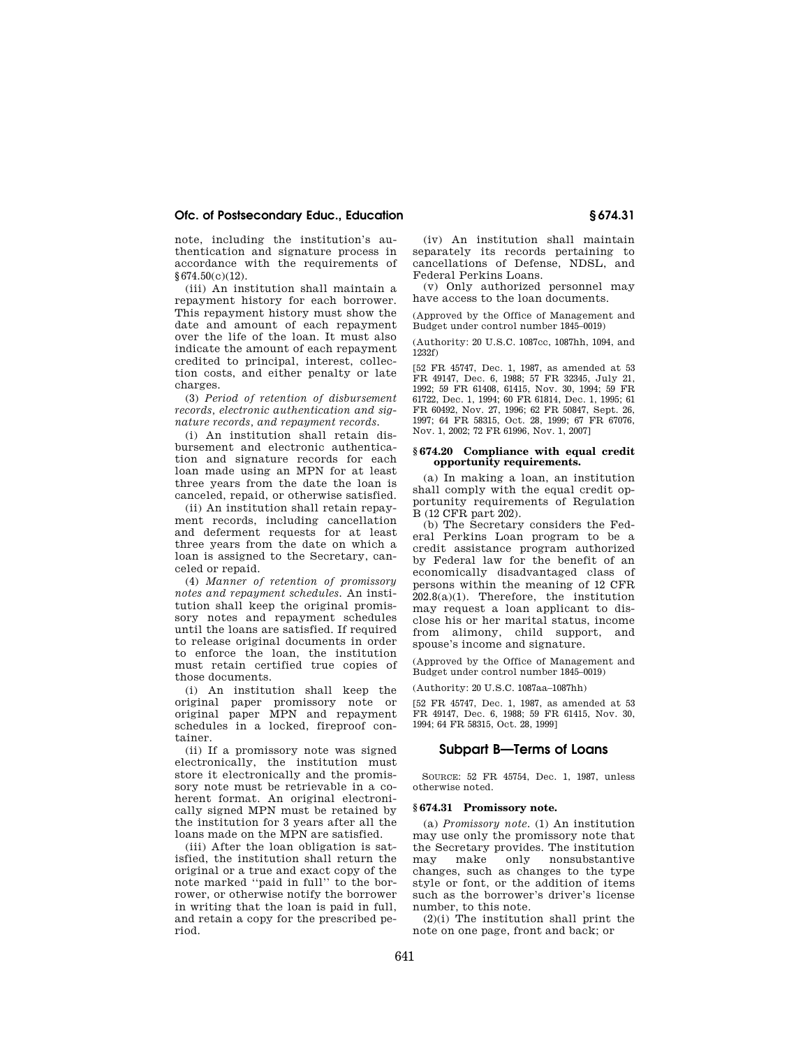note, including the institution's authentication and signature process in accordance with the requirements of §674.50(c)(12).

(iii) An institution shall maintain a repayment history for each borrower. This repayment history must show the date and amount of each repayment over the life of the loan. It must also indicate the amount of each repayment credited to principal, interest, collection costs, and either penalty or late charges.

(3) *Period of retention of disbursement records, electronic authentication and signature records, and repayment records.*

(i) An institution shall retain disbursement and electronic authentication and signature records for each loan made using an MPN for at least three years from the date the loan is canceled, repaid, or otherwise satisfied.

(ii) An institution shall retain repayment records, including cancellation and deferment requests for at least three years from the date on which a loan is assigned to the Secretary, canceled or repaid.

(4) *Manner of retention of promissory notes and repayment schedules.* An institution shall keep the original promissory notes and repayment schedules until the loans are satisfied. If required to release original documents in order to enforce the loan, the institution must retain certified true copies of those documents.

(i) An institution shall keep the original paper promissory note or original paper MPN and repayment schedules in a locked, fireproof container.

(ii) If a promissory note was signed electronically, the institution must store it electronically and the promissory note must be retrievable in a coherent format. An original electronically signed MPN must be retained by the institution for 3 years after all the loans made on the MPN are satisfied.

(iii) After the loan obligation is satisfied, the institution shall return the original or a true and exact copy of the note marked ''paid in full'' to the borrower, or otherwise notify the borrower in writing that the loan is paid in full, and retain a copy for the prescribed period.

(iv) An institution shall maintain separately its records pertaining to cancellations of Defense, NDSL, and Federal Perkins Loans.

(v) Only authorized personnel may have access to the loan documents.

(Approved by the Office of Management and Budget under control number 1845–0019)

(Authority: 20 U.S.C. 1087cc, 1087hh, 1094, and 1232f)

[52 FR 45747, Dec. 1, 1987, as amended at 53 FR 49147, Dec. 6, 1988; 57 FR 32345, July 21, 1992; 59 FR 61408, 61415, Nov. 30, 1994; 59 FR 61722, Dec. 1, 1994; 60 FR 61814, Dec. 1, 1995; 61 FR 60492, Nov. 27, 1996; 62 FR 50847, Sept. 26, 1997; 64 FR 58315, Oct. 28, 1999; 67 FR 67076, Nov. 1, 2002; 72 FR 61996, Nov. 1, 2007]

### § 674.20 Compliance with equal credit opportunity requirements.

(a) In making a loan, an institution shall comply with the equal credit opportunity requirements of Regulation B (12 CFR part 202).

(b) The Secretary considers the Federal Perkins Loan program to be a credit assistance program authorized by Federal law for the benefit of an economically disadvantaged class of persons within the meaning of 12 CFR 202.8(a)(1). Therefore, the institution may request a loan applicant to disclose his or her marital status, income from alimony, child support, and spouse's income and signature.

(Approved by the Office of Management and Budget under control number 1845–0019)

(Authority: 20 U.S.C. 1087aa–1087hh)

[52 FR 45747, Dec. 1, 1987, as amended at 53 FR 49147, Dec. 6, 1988; 59 FR 61415, Nov. 30, 1994; 64 FR 58315, Oct. 28, 1999]

## Subpart B—Terms of Loans

SOURCE: 52 FR 45754, Dec. 1, 1987, unless otherwise noted.

### § 674.31 Promissory note.

(a) *Promissory note.* (1) An institution may use only the promissory note that the Secretary provides. The institution may make only nonsubstantive changes, such as changes to the type style or font, or the addition of items such as the borrower's driver's license number, to this note.

(2)(i) The institution shall print the note on one page, front and back; or